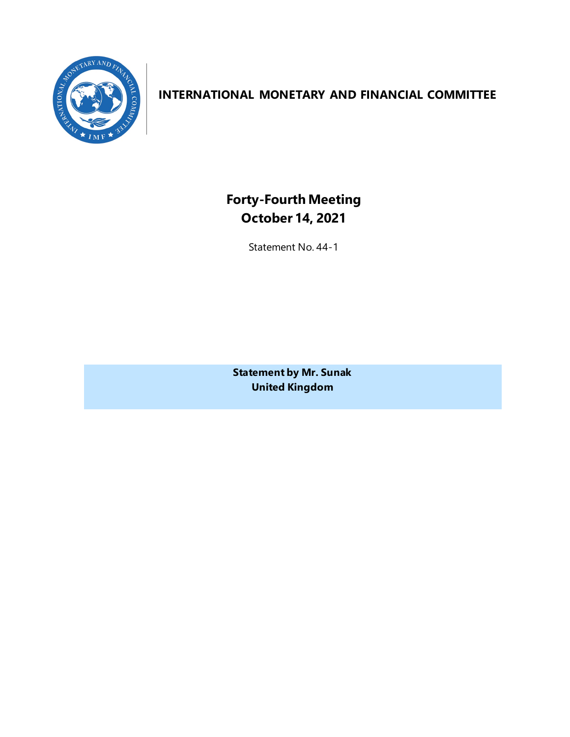# INTERNATIONAL MONETARY AND FINANCIAL COMMITTEE

## Forty-Fourth Meeting
## October 14, 2021

Statement No. 44-1

**Statement by Mr. Sunak**
**United Kingdom**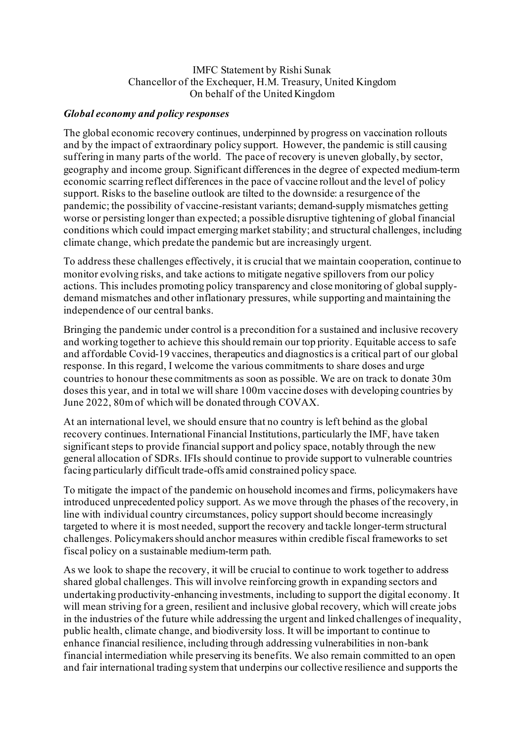IMFC Statement by Rishi Sunak
Chancellor of the Exchequer, H.M. Treasury, United Kingdom
On behalf of the United Kingdom

***Global economy and policy responses***

The global economic recovery continues, underpinned by progress on vaccination rollouts and by the impact of extraordinary policy support. However, the pandemic is still causing suffering in many parts of the world. The pace of recovery is uneven globally, by sector, geography and income group. Significant differences in the degree of expected medium-term economic scarring reflect differences in the pace of vaccine rollout and the level of policy support. Risks to the baseline outlook are tilted to the downside: a resurgence of the pandemic; the possibility of vaccine-resistant variants; demand-supply mismatches getting worse or persisting longer than expected; a possible disruptive tightening of global financial conditions which could impact emerging market stability; and structural challenges, including climate change, which predate the pandemic but are increasingly urgent.

To address these challenges effectively, it is crucial that we maintain cooperation, continue to monitor evolving risks, and take actions to mitigate negative spillovers from our policy actions. This includes promoting policy transparency and close monitoring of global supply-demand mismatches and other inflationary pressures, while supporting and maintaining the independence of our central banks.

Bringing the pandemic under control is a precondition for a sustained and inclusive recovery and working together to achieve this should remain our top priority. Equitable access to safe and affordable Covid-19 vaccines, therapeutics and diagnostics is a critical part of our global response. In this regard, I welcome the various commitments to share doses and urge countries to honour these commitments as soon as possible. We are on track to donate 30m doses this year, and in total we will share 100m vaccine doses with developing countries by June 2022, 80m of which will be donated through COVAX.

At an international level, we should ensure that no country is left behind as the global recovery continues. International Financial Institutions, particularly the IMF, have taken significant steps to provide financial support and policy space, notably through the new general allocation of SDRs. IFIs should continue to provide support to vulnerable countries facing particularly difficult trade-offs amid constrained policy space.

To mitigate the impact of the pandemic on household incomes and firms, policymakers have introduced unprecedented policy support. As we move through the phases of the recovery, in line with individual country circumstances, policy support should become increasingly targeted to where it is most needed, support the recovery and tackle longer-term structural challenges. Policymakers should anchor measures within credible fiscal frameworks to set fiscal policy on a sustainable medium-term path.

As we look to shape the recovery, it will be crucial to continue to work together to address shared global challenges. This will involve reinforcing growth in expanding sectors and undertaking productivity-enhancing investments, including to support the digital economy. It will mean striving for a green, resilient and inclusive global recovery, which will create jobs in the industries of the future while addressing the urgent and linked challenges of inequality, public health, climate change, and biodiversity loss. It will be important to continue to enhance financial resilience, including through addressing vulnerabilities in non-bank financial intermediation while preserving its benefits. We also remain committed to an open and fair international trading system that underpins our collective resilience and supports the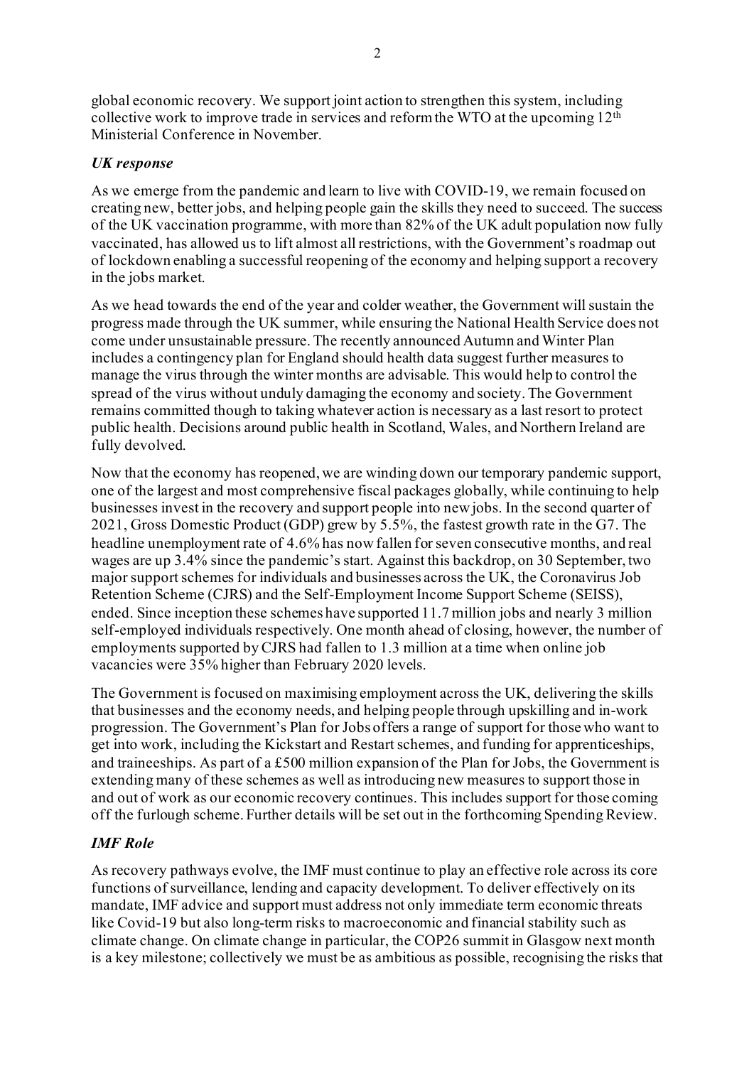global economic recovery. We support joint action to strengthen this system, including collective work to improve trade in services and reform the WTO at the upcoming 12th Ministerial Conference in November.

### *UK response*

As we emerge from the pandemic and learn to live with COVID-19, we remain focused on creating new, better jobs, and helping people gain the skills they need to succeed. The success of the UK vaccination programme, with more than 82% of the UK adult population now fully vaccinated, has allowed us to lift almost all restrictions, with the Government's roadmap out of lockdown enabling a successful reopening of the economy and helping support a recovery in the jobs market.

As we head towards the end of the year and colder weather, the Government will sustain the progress made through the UK summer, while ensuring the National Health Service does not come under unsustainable pressure. The recently announced Autumn and Winter Plan includes a contingency plan for England should health data suggest further measures to manage the virus through the winter months are advisable. This would help to control the spread of the virus without unduly damaging the economy and society. The Government remains committed though to taking whatever action is necessary as a last resort to protect public health. Decisions around public health in Scotland, Wales, and Northern Ireland are fully devolved.

Now that the economy has reopened, we are winding down our temporary pandemic support, one of the largest and most comprehensive fiscal packages globally, while continuing to help businesses invest in the recovery and support people into new jobs. In the second quarter of 2021, Gross Domestic Product (GDP) grew by 5.5%, the fastest growth rate in the G7. The headline unemployment rate of 4.6% has now fallen for seven consecutive months, and real wages are up 3.4% since the pandemic's start. Against this backdrop, on 30 September, two major support schemes for individuals and businesses across the UK, the Coronavirus Job Retention Scheme (CJRS) and the Self-Employment Income Support Scheme (SEISS), ended. Since inception these schemes have supported 11.7 million jobs and nearly 3 million self-employed individuals respectively. One month ahead of closing, however, the number of employments supported by CJRS had fallen to 1.3 million at a time when online job vacancies were 35% higher than February 2020 levels.

The Government is focused on maximising employment across the UK, delivering the skills that businesses and the economy needs, and helping people through upskilling and in-work progression. The Government's Plan for Jobs offers a range of support for those who want to get into work, including the Kickstart and Restart schemes, and funding for apprenticeships, and traineeships. As part of a £500 million expansion of the Plan for Jobs, the Government is extending many of these schemes as well as introducing new measures to support those in and out of work as our economic recovery continues. This includes support for those coming off the furlough scheme. Further details will be set out in the forthcoming Spending Review.

### *IMF Role*

As recovery pathways evolve, the IMF must continue to play an effective role across its core functions of surveillance, lending and capacity development. To deliver effectively on its mandate, IMF advice and support must address not only immediate term economic threats like Covid-19 but also long-term risks to macroeconomic and financial stability such as climate change. On climate change in particular, the COP26 summit in Glasgow next month is a key milestone; collectively we must be as ambitious as possible, recognising the risks that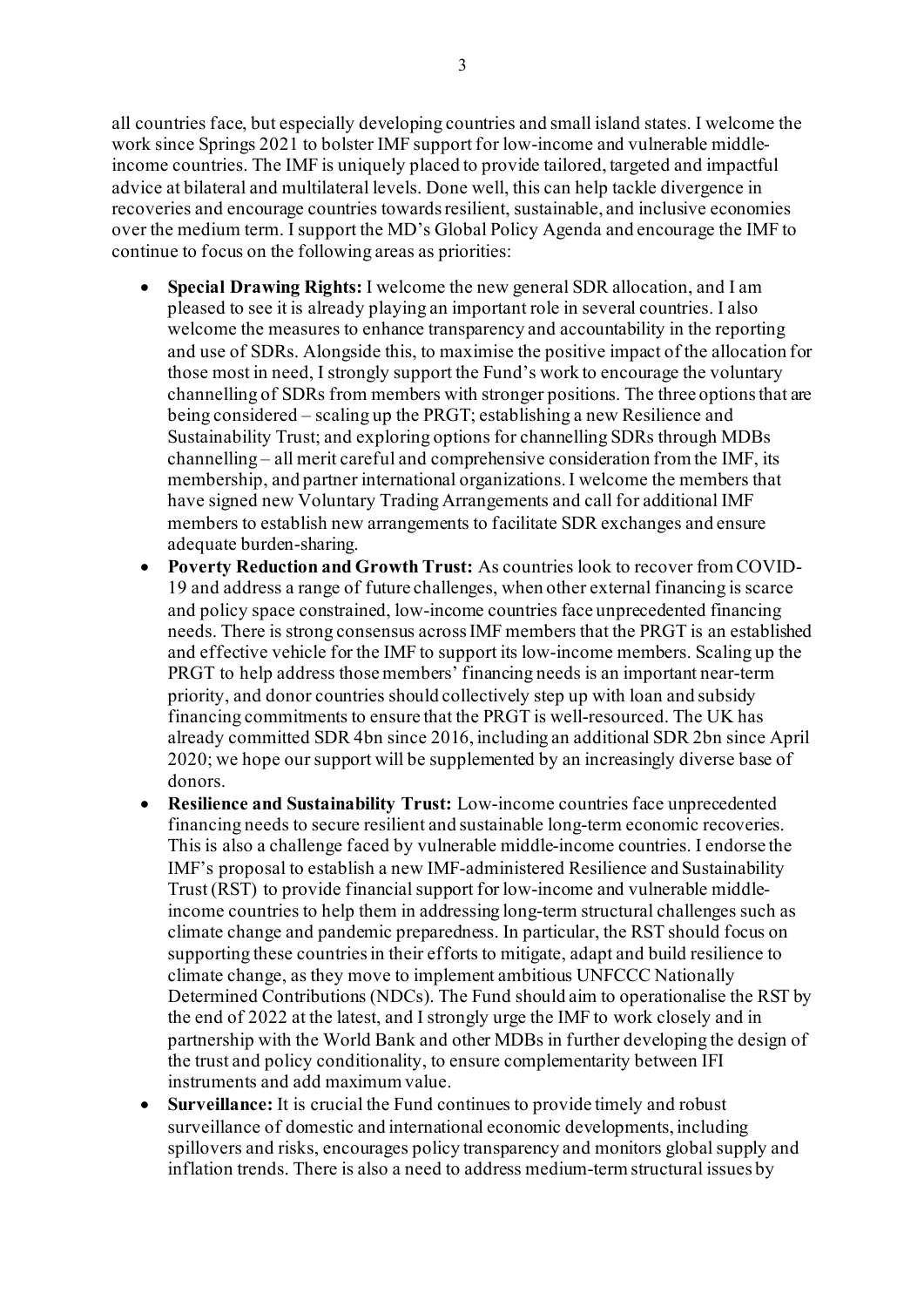all countries face, but especially developing countries and small island states. I welcome the work since Springs 2021 to bolster IMF support for low-income and vulnerable middle-income countries. The IMF is uniquely placed to provide tailored, targeted and impactful advice at bilateral and multilateral levels. Done well, this can help tackle divergence in recoveries and encourage countries towards resilient, sustainable, and inclusive economies over the medium term. I support the MD's Global Policy Agenda and encourage the IMF to continue to focus on the following areas as priorities:

- **Special Drawing Rights:** I welcome the new general SDR allocation, and I am pleased to see it is already playing an important role in several countries. I also welcome the measures to enhance transparency and accountability in the reporting and use of SDRs. Alongside this, to maximise the positive impact of the allocation for those most in need, I strongly support the Fund's work to encourage the voluntary channelling of SDRs from members with stronger positions. The three options that are being considered – scaling up the PRGT; establishing a new Resilience and Sustainability Trust; and exploring options for channelling SDRs through MDBs channelling – all merit careful and comprehensive consideration from the IMF, its membership, and partner international organizations. I welcome the members that have signed new Voluntary Trading Arrangements and call for additional IMF members to establish new arrangements to facilitate SDR exchanges and ensure adequate burden-sharing.
- **Poverty Reduction and Growth Trust:** As countries look to recover from COVID-19 and address a range of future challenges, when other external financing is scarce and policy space constrained, low-income countries face unprecedented financing needs. There is strong consensus across IMF members that the PRGT is an established and effective vehicle for the IMF to support its low-income members. Scaling up the PRGT to help address those members' financing needs is an important near-term priority, and donor countries should collectively step up with loan and subsidy financing commitments to ensure that the PRGT is well-resourced. The UK has already committed SDR 4bn since 2016, including an additional SDR 2bn since April 2020; we hope our support will be supplemented by an increasingly diverse base of donors.
- **Resilience and Sustainability Trust:** Low-income countries face unprecedented financing needs to secure resilient and sustainable long-term economic recoveries. This is also a challenge faced by vulnerable middle-income countries. I endorse the IMF's proposal to establish a new IMF-administered Resilience and Sustainability Trust (RST) to provide financial support for low-income and vulnerable middle-income countries to help them in addressing long-term structural challenges such as climate change and pandemic preparedness. In particular, the RST should focus on supporting these countries in their efforts to mitigate, adapt and build resilience to climate change, as they move to implement ambitious UNFCCC Nationally Determined Contributions (NDCs). The Fund should aim to operationalise the RST by the end of 2022 at the latest, and I strongly urge the IMF to work closely and in partnership with the World Bank and other MDBs in further developing the design of the trust and policy conditionality, to ensure complementarity between IFI instruments and add maximum value.
- **Surveillance:** It is crucial the Fund continues to provide timely and robust surveillance of domestic and international economic developments, including spillovers and risks, encourages policy transparency and monitors global supply and inflation trends. There is also a need to address medium-term structural issues by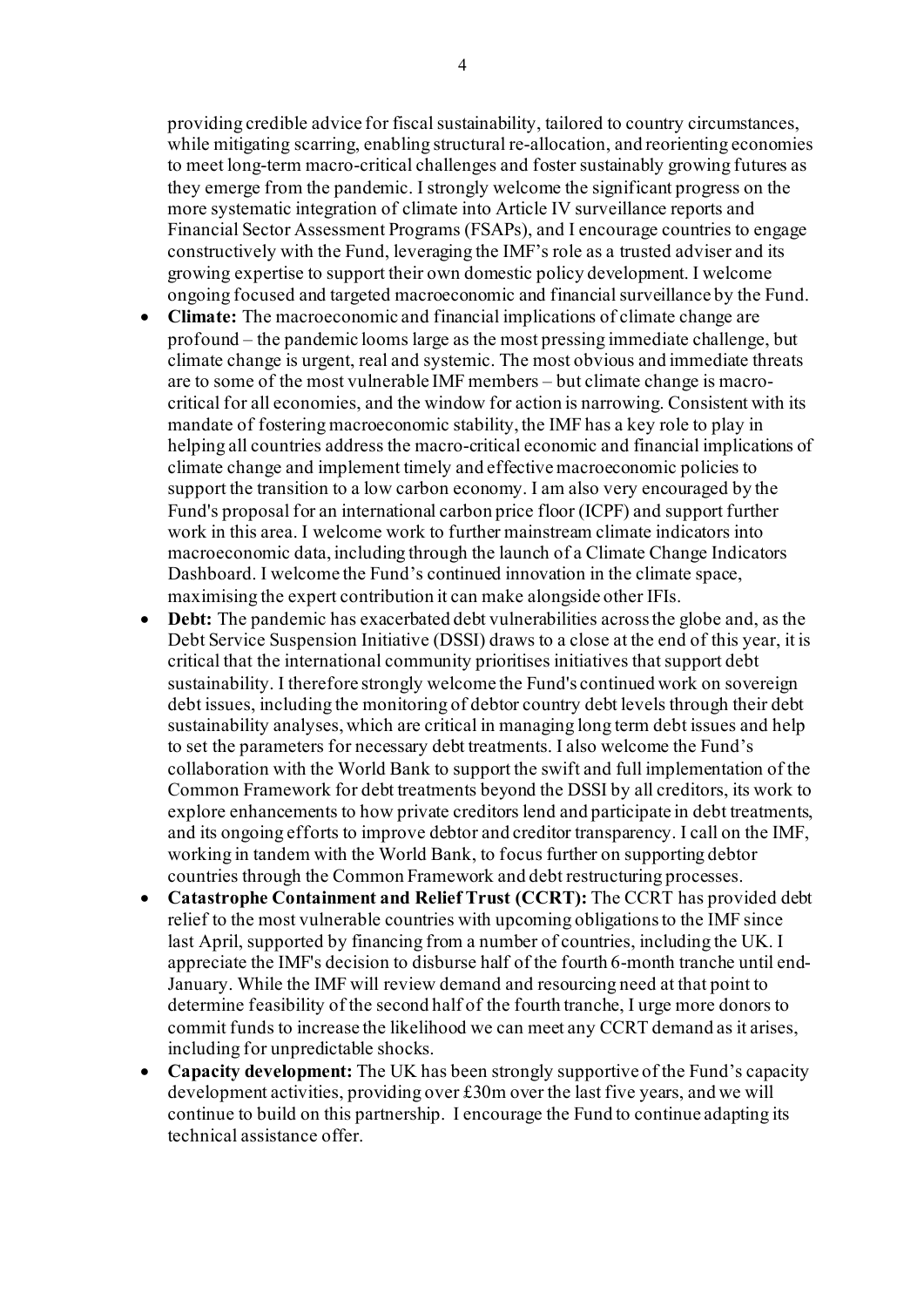providing credible advice for fiscal sustainability, tailored to country circumstances, while mitigating scarring, enabling structural re-allocation, and reorienting economies to meet long-term macro-critical challenges and foster sustainably growing futures as they emerge from the pandemic. I strongly welcome the significant progress on the more systematic integration of climate into Article IV surveillance reports and Financial Sector Assessment Programs (FSAPs), and I encourage countries to engage constructively with the Fund, leveraging the IMF's role as a trusted adviser and its growing expertise to support their own domestic policy development. I welcome ongoing focused and targeted macroeconomic and financial surveillance by the Fund.

- **Climate:** The macroeconomic and financial implications of climate change are profound – the pandemic looms large as the most pressing immediate challenge, but climate change is urgent, real and systemic. The most obvious and immediate threats are to some of the most vulnerable IMF members – but climate change is macro-critical for all economies, and the window for action is narrowing. Consistent with its mandate of fostering macroeconomic stability, the IMF has a key role to play in helping all countries address the macro-critical economic and financial implications of climate change and implement timely and effective macroeconomic policies to support the transition to a low carbon economy. I am also very encouraged by the Fund's proposal for an international carbon price floor (ICPF) and support further work in this area. I welcome work to further mainstream climate indicators into macroeconomic data, including through the launch of a Climate Change Indicators Dashboard. I welcome the Fund's continued innovation in the climate space, maximising the expert contribution it can make alongside other IFIs.
- **Debt:** The pandemic has exacerbated debt vulnerabilities across the globe and, as the Debt Service Suspension Initiative (DSSI) draws to a close at the end of this year, it is critical that the international community prioritises initiatives that support debt sustainability. I therefore strongly welcome the Fund's continued work on sovereign debt issues, including the monitoring of debtor country debt levels through their debt sustainability analyses, which are critical in managing long term debt issues and help to set the parameters for necessary debt treatments. I also welcome the Fund's collaboration with the World Bank to support the swift and full implementation of the Common Framework for debt treatments beyond the DSSI by all creditors, its work to explore enhancements to how private creditors lend and participate in debt treatments, and its ongoing efforts to improve debtor and creditor transparency. I call on the IMF, working in tandem with the World Bank, to focus further on supporting debtor countries through the Common Framework and debt restructuring processes.
- **Catastrophe Containment and Relief Trust (CCRT):** The CCRT has provided debt relief to the most vulnerable countries with upcoming obligations to the IMF since last April, supported by financing from a number of countries, including the UK. I appreciate the IMF's decision to disburse half of the fourth 6-month tranche until end-January. While the IMF will review demand and resourcing need at that point to determine feasibility of the second half of the fourth tranche, I urge more donors to commit funds to increase the likelihood we can meet any CCRT demand as it arises, including for unpredictable shocks.
- **Capacity development:** The UK has been strongly supportive of the Fund's capacity development activities, providing over £30m over the last five years, and we will continue to build on this partnership. I encourage the Fund to continue adapting its technical assistance offer.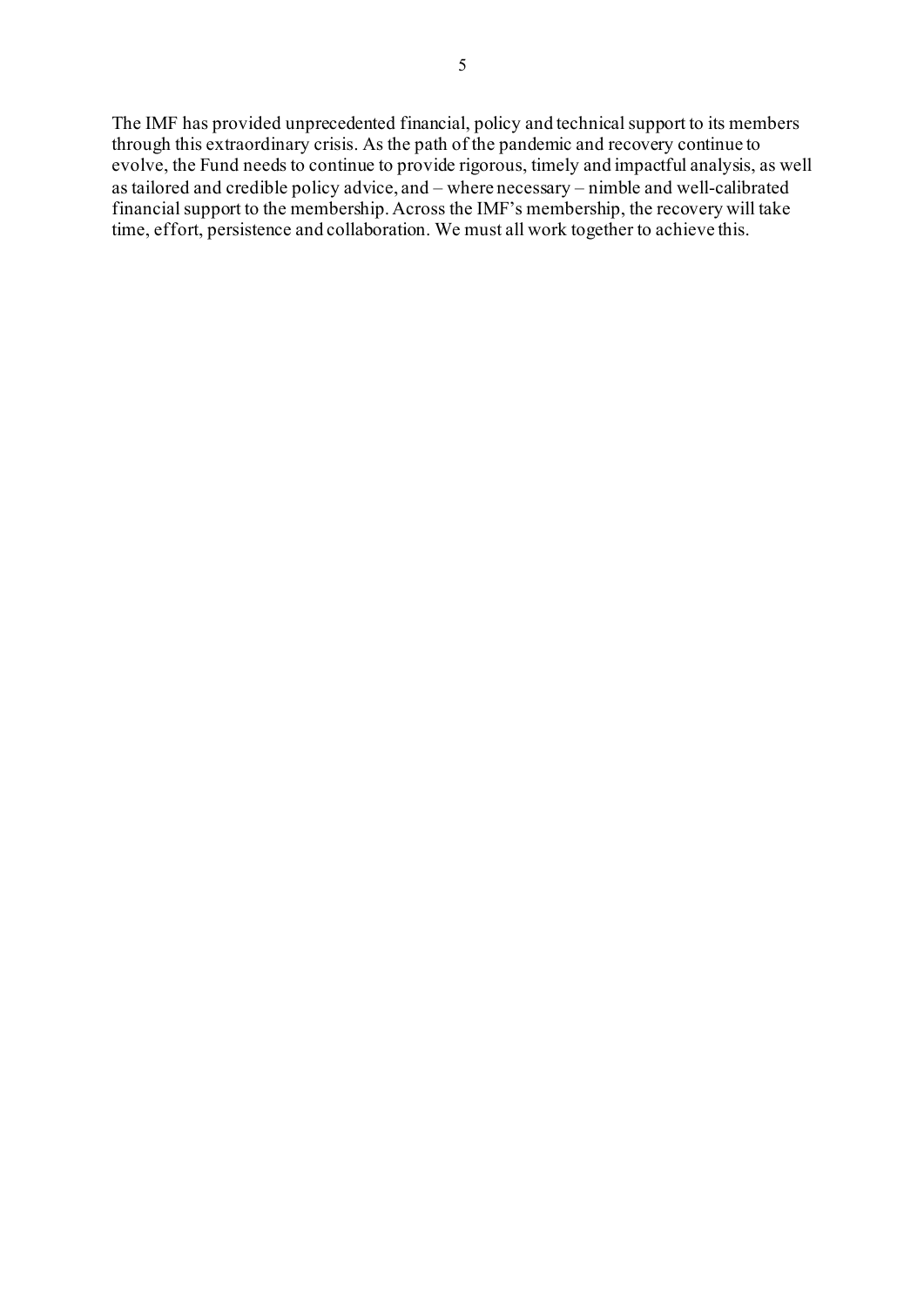The IMF has provided unprecedented financial, policy and technical support to its members through this extraordinary crisis. As the path of the pandemic and recovery continue to evolve, the Fund needs to continue to provide rigorous, timely and impactful analysis, as well as tailored and credible policy advice, and – where necessary – nimble and well-calibrated financial support to the membership. Across the IMF's membership, the recovery will take time, effort, persistence and collaboration. We must all work together to achieve this.